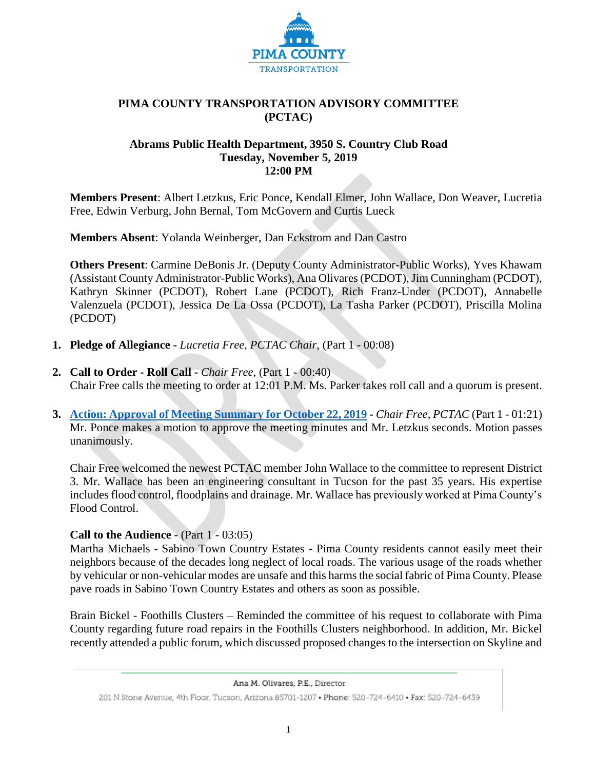# PIMA COUNTY TRANSPORTATION ADVISORY COMMITTEE (PCTAC)

## Abrams Public Health Department, 3950 S. Country Club Road
## Tuesday, November 5, 2019
## 12:00 PM

**Members Present**: Albert Letzkus, Eric Ponce, Kendall Elmer, John Wallace, Don Weaver, Lucretia Free, Edwin Verburg, John Bernal, Tom McGovern and Curtis Lueck

**Members Absent**: Yolanda Weinberger, Dan Eckstrom and Dan Castro

**Others Present**: Carmine DeBonis Jr. (Deputy County Administrator-Public Works), Yves Khawam (Assistant County Administrator-Public Works), Ana Olivares (PCDOT), Jim Cunningham (PCDOT), Kathryn Skinner (PCDOT), Robert Lane (PCDOT), Rich Franz-Under (PCDOT), Annabelle Valenzuela (PCDOT), Jessica De La Ossa (PCDOT), La Tasha Parker (PCDOT), Priscilla Molina (PCDOT)

1. **Pledge of Allegiance** - *Lucretia Free, PCTAC Chair*, (Part 1 - 00:08)

2. **Call to Order - Roll Call** - *Chair Free*, (Part 1 - 00:40)
   Chair Free calls the meeting to order at 12:01 P.M. Ms. Parker takes roll call and a quorum is present.

3. **Action: Approval of Meeting Summary for October 22, 2019** - *Chair Free*, *PCTAC* (Part 1 - 01:21)
   Mr. Ponce makes a motion to approve the meeting minutes and Mr. Letzkus seconds. Motion passes unanimously.

   Chair Free welcomed the newest PCTAC member John Wallace to the committee to represent District 3. Mr. Wallace has been an engineering consultant in Tucson for the past 35 years. His expertise includes flood control, floodplains and drainage. Mr. Wallace has previously worked at Pima County's Flood Control.

   **Call to the Audience** - (Part 1 - 03:05)
   Martha Michaels - Sabino Town Country Estates - Pima County residents cannot easily meet their neighbors because of the decades long neglect of local roads. The various usage of the roads whether by vehicular or non-vehicular modes are unsafe and this harms the social fabric of Pima County. Please pave roads in Sabino Town Country Estates and others as soon as possible.

   Brain Bickel - Foothills Clusters – Reminded the committee of his request to collaborate with Pima County regarding future road repairs in the Foothills Clusters neighborhood. In addition, Mr. Bickel recently attended a public forum, which discussed proposed changes to the intersection on Skyline and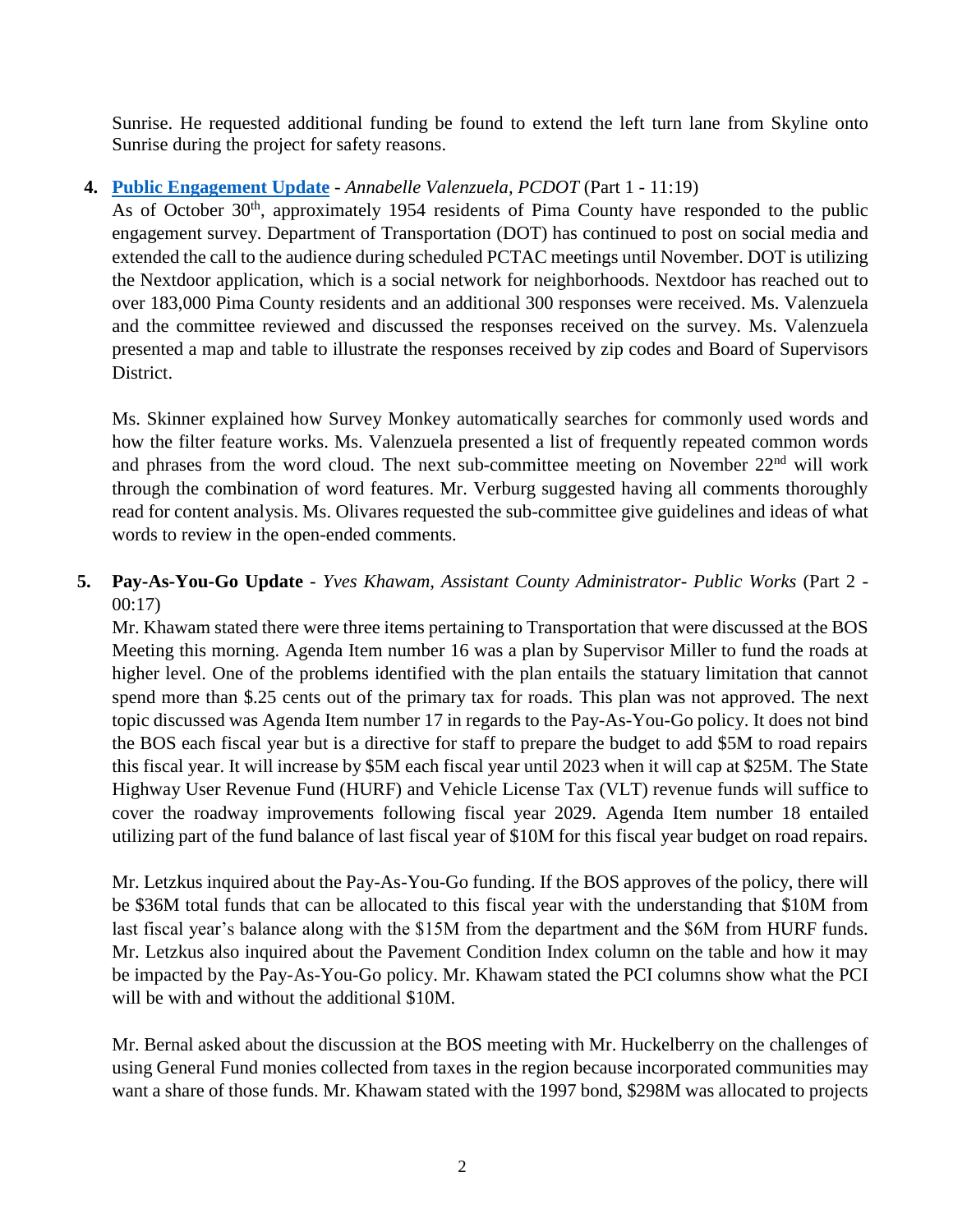Sunrise. He requested additional funding be found to extend the left turn lane from Skyline onto Sunrise during the project for safety reasons.

4. **Public Engagement Update** - *Annabelle Valenzuela, PCDOT* (Part 1 - 11:19)

   As of October 30th, approximately 1954 residents of Pima County have responded to the public engagement survey. Department of Transportation (DOT) has continued to post on social media and extended the call to the audience during scheduled PCTAC meetings until November. DOT is utilizing the Nextdoor application, which is a social network for neighborhoods. Nextdoor has reached out to over 183,000 Pima County residents and an additional 300 responses were received. Ms. Valenzuela and the committee reviewed and discussed the responses received on the survey. Ms. Valenzuela presented a map and table to illustrate the responses received by zip codes and Board of Supervisors District.

   Ms. Skinner explained how Survey Monkey automatically searches for commonly used words and how the filter feature works. Ms. Valenzuela presented a list of frequently repeated common words and phrases from the word cloud. The next sub-committee meeting on November 22nd will work through the combination of word features. Mr. Verburg suggested having all comments thoroughly read for content analysis. Ms. Olivares requested the sub-committee give guidelines and ideas of what words to review in the open-ended comments.

5. **Pay-As-You-Go Update** - *Yves Khawam, Assistant County Administrator- Public Works* (Part 2 - 00:17)

   Mr. Khawam stated there were three items pertaining to Transportation that were discussed at the BOS Meeting this morning. Agenda Item number 16 was a plan by Supervisor Miller to fund the roads at higher level. One of the problems identified with the plan entails the statuary limitation that cannot spend more than $.25 cents out of the primary tax for roads. This plan was not approved. The next topic discussed was Agenda Item number 17 in regards to the Pay-As-You-Go policy. It does not bind the BOS each fiscal year but is a directive for staff to prepare the budget to add $5M to road repairs this fiscal year. It will increase by $5M each fiscal year until 2023 when it will cap at $25M. The State Highway User Revenue Fund (HURF) and Vehicle License Tax (VLT) revenue funds will suffice to cover the roadway improvements following fiscal year 2029. Agenda Item number 18 entailed utilizing part of the fund balance of last fiscal year of $10M for this fiscal year budget on road repairs.

   Mr. Letzkus inquired about the Pay-As-You-Go funding. If the BOS approves of the policy, there will be $36M total funds that can be allocated to this fiscal year with the understanding that $10M from last fiscal year's balance along with the $15M from the department and the $6M from HURF funds. Mr. Letzkus also inquired about the Pavement Condition Index column on the table and how it may be impacted by the Pay-As-You-Go policy. Mr. Khawam stated the PCI columns show what the PCI will be with and without the additional $10M.

   Mr. Bernal asked about the discussion at the BOS meeting with Mr. Huckelberry on the challenges of using General Fund monies collected from taxes in the region because incorporated communities may want a share of those funds. Mr. Khawam stated with the 1997 bond, $298M was allocated to projects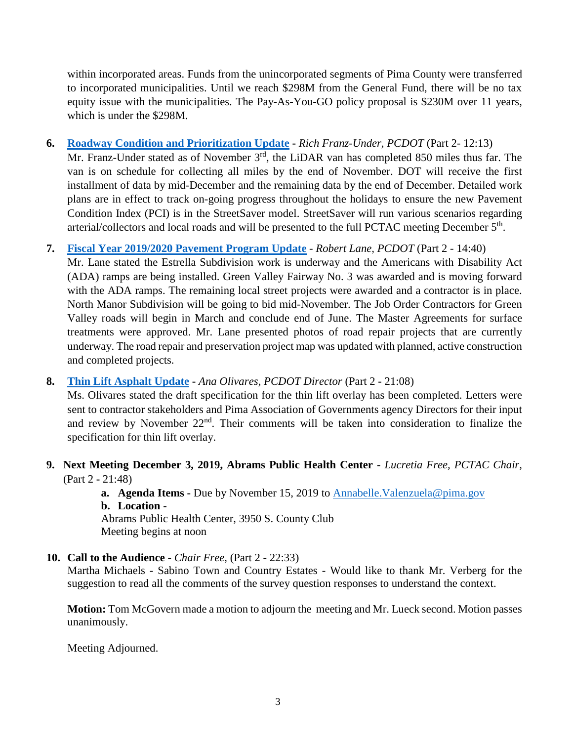within incorporated areas. Funds from the unincorporated segments of Pima County were transferred to incorporated municipalities. Until we reach $298M from the General Fund, there will be no tax equity issue with the municipalities. The Pay-As-You-GO policy proposal is $230M over 11 years, which is under the $298M.

**6. Roadway Condition and Prioritization Update** - *Rich Franz-Under, PCDOT* (Part 2- 12:13)

Mr. Franz-Under stated as of November 3rd, the LiDAR van has completed 850 miles thus far. The van is on schedule for collecting all miles by the end of November. DOT will receive the first installment of data by mid-December and the remaining data by the end of December. Detailed work plans are in effect to track on-going progress throughout the holidays to ensure the new Pavement Condition Index (PCI) is in the StreetSaver model. StreetSaver will run various scenarios regarding arterial/collectors and local roads and will be presented to the full PCTAC meeting December 5th.

**7. Fiscal Year 2019/2020 Pavement Program Update** - *Robert Lane, PCDOT* (Part 2 - 14:40)

Mr. Lane stated the Estrella Subdivision work is underway and the Americans with Disability Act (ADA) ramps are being installed. Green Valley Fairway No. 3 was awarded and is moving forward with the ADA ramps. The remaining local street projects were awarded and a contractor is in place. North Manor Subdivision will be going to bid mid-November. The Job Order Contractors for Green Valley roads will begin in March and conclude end of June. The Master Agreements for surface treatments were approved. Mr. Lane presented photos of road repair projects that are currently underway. The road repair and preservation project map was updated with planned, active construction and completed projects.

**8. Thin Lift Asphalt Update** - *Ana Olivares, PCDOT Director* (Part 2 - 21:08)

Ms. Olivares stated the draft specification for the thin lift overlay has been completed. Letters were sent to contractor stakeholders and Pima Association of Governments agency Directors for their input and review by November 22nd. Their comments will be taken into consideration to finalize the specification for thin lift overlay.

**9. Next Meeting December 3, 2019, Abrams Public Health Center** - *Lucretia Free, PCTAC Chair,* (Part 2 - 21:48)

- **a. Agenda Items -** Due by November 15, 2019 to Annabelle.Valenzuela@pima.gov
- **b. Location -**
  Abrams Public Health Center, 3950 S. County Club
  Meeting begins at noon

**10. Call to the Audience** - *Chair Free,* (Part 2 - 22:33)

Martha Michaels - Sabino Town and Country Estates - Would like to thank Mr. Verberg for the suggestion to read all the comments of the survey question responses to understand the context.

**Motion:** Tom McGovern made a motion to adjourn the meeting and Mr. Lueck second. Motion passes unanimously.

Meeting Adjourned.